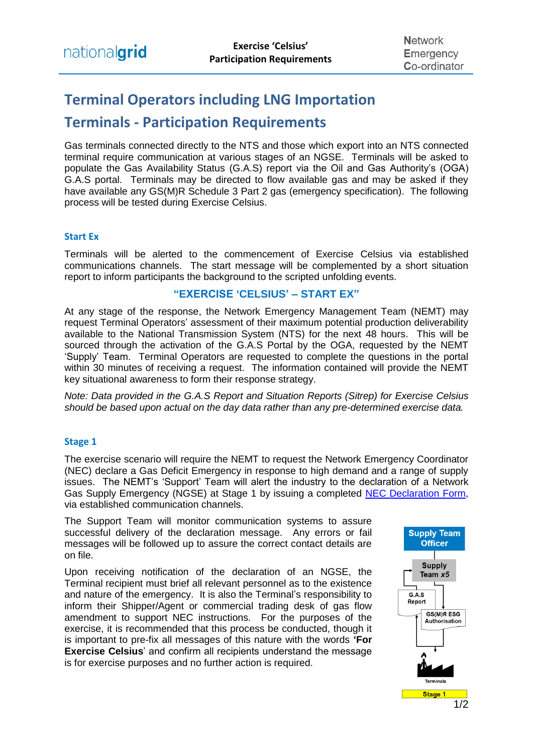# Terminal Operators including LNG Importation Terminals - Participation Requirements

Gas terminals connected directly to the NTS and those which export into an NTS connected terminal require communication at various stages of an NGSE. Terminals will be asked to populate the Gas Availability Status (G.A.S) report via the Oil and Gas Authority's (OGA) G.A.S portal. Terminals may be directed to flow available gas and may be asked if they have available any GS(M)R Schedule 3 Part 2 gas (emergency specification). The following process will be tested during Exercise Celsius.

### Start Ex

Terminals will be alerted to the commencement of Exercise Celsius via established communications channels. The start message will be complemented by a short situation report to inform participants the background to the scripted unfolding events.

**"EXERCISE 'CELSIUS' – START EX"**

At any stage of the response, the Network Emergency Management Team (NEMT) may request Terminal Operators' assessment of their maximum potential production deliverability available to the National Transmission System (NTS) for the next 48 hours. This will be sourced through the activation of the G.A.S Portal by the OGA, requested by the NEMT 'Supply' Team. Terminal Operators are requested to complete the questions in the portal within 30 minutes of receiving a request. The information contained will provide the NEMT key situational awareness to form their response strategy.

*Note: Data provided in the G.A.S Report and Situation Reports (Sitrep) for Exercise Celsius should be based upon actual on the day data rather than any pre-determined exercise data.*

### Stage 1

The exercise scenario will require the NEMT to request the Network Emergency Coordinator (NEC) declare a Gas Deficit Emergency in response to high demand and a range of supply issues. The NEMT's 'Support' Team will alert the industry to the declaration of a Network Gas Supply Emergency (NGSE) at Stage 1 by issuing a completed NEC Declaration Form, via established communication channels.

The Support Team will monitor communication systems to assure successful delivery of the declaration message. Any errors or fail messages will be followed up to assure the correct contact details are on file.

Upon receiving notification of the declaration of an NGSE, the Terminal recipient must brief all relevant personnel as to the existence and nature of the emergency. It is also the Terminal's responsibility to inform their Shipper/Agent or commercial trading desk of gas flow amendment to support NEC instructions. For the purposes of the exercise, it is recommended that this process be conducted, though it is important to pre-fix all messages of this nature with the words **'For Exercise Celsius**' and confirm all recipients understand the message is for exercise purposes and no further action is required.

Supply Team Officer → Supply Team x5 → G.A.S Report / GS(M)R ESG Authorisation → Terminals

Stage 1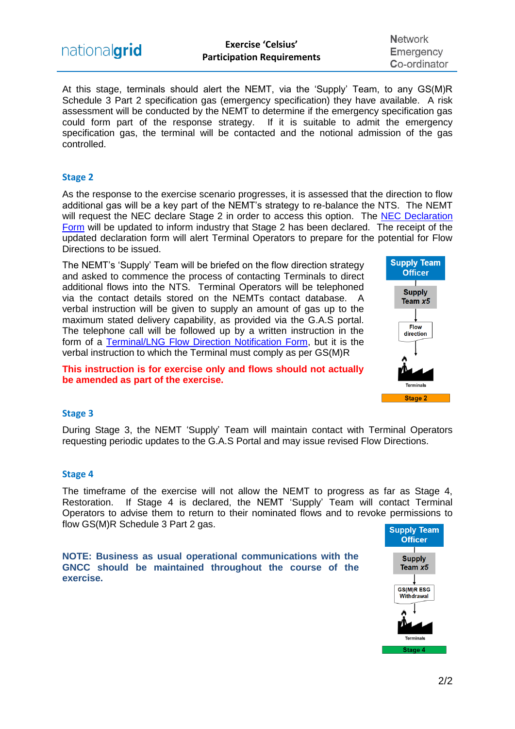At this stage, terminals should alert the NEMT, via the 'Supply' Team, to any GS(M)R Schedule 3 Part 2 specification gas (emergency specification) they have available. A risk assessment will be conducted by the NEMT to determine if the emergency specification gas could form part of the response strategy. If it is suitable to admit the emergency specification gas, the terminal will be contacted and the notional admission of the gas controlled.

## Stage 2

As the response to the exercise scenario progresses, it is assessed that the direction to flow additional gas will be a key part of the NEMT's strategy to re-balance the NTS. The NEMT will request the NEC declare Stage 2 in order to access this option. The NEC Declaration Form will be updated to inform industry that Stage 2 has been declared. The receipt of the updated declaration form will alert Terminal Operators to prepare for the potential for Flow Directions to be issued.

The NEMT's 'Supply' Team will be briefed on the flow direction strategy and asked to commence the process of contacting Terminals to direct additional flows into the NTS. Terminal Operators will be telephoned via the contact details stored on the NEMTs contact database. A verbal instruction will be given to supply an amount of gas up to the maximum stated delivery capability, as provided via the G.A.S portal. The telephone call will be followed up by a written instruction in the form of a Terminal/LNG Flow Direction Notification Form, but it is the verbal instruction to which the Terminal must comply as per GS(M)R

**This instruction is for exercise only and flows should not actually be amended as part of the exercise.**

Supply Team Officer

Supply Team *x5*

Flow direction

Terminals

Stage 2

## Stage 3

During Stage 3, the NEMT 'Supply' Team will maintain contact with Terminal Operators requesting periodic updates to the G.A.S Portal and may issue revised Flow Directions.

## Stage 4

The timeframe of the exercise will not allow the NEMT to progress as far as Stage 4, Restoration. If Stage 4 is declared, the NEMT 'Supply' Team will contact Terminal Operators to advise them to return to their nominated flows and to revoke permissions to flow GS(M)R Schedule 3 Part 2 gas.

**NOTE: Business as usual operational communications with the GNCC should be maintained throughout the course of the exercise.**

Supply Team Officer

Supply Team *x5*

GS(M)R ESG Withdrawal

Terminals

Stage 4